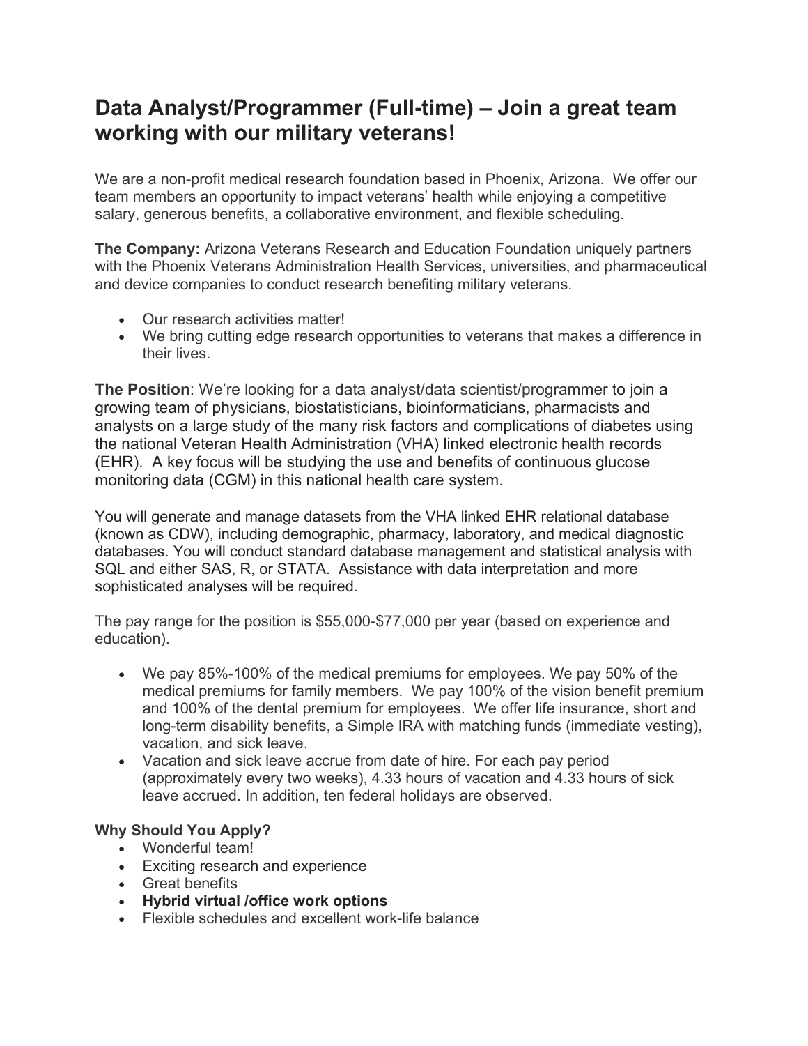# Data Analyst/Programmer (Full-time) – Join a great team working with our military veterans!

We are a non-profit medical research foundation based in Phoenix, Arizona. We offer our team members an opportunity to impact veterans' health while enjoying a competitive salary, generous benefits, a collaborative environment, and flexible scheduling.

**The Company:** Arizona Veterans Research and Education Foundation uniquely partners with the Phoenix Veterans Administration Health Services, universities, and pharmaceutical and device companies to conduct research benefiting military veterans.

- Our research activities matter!
- We bring cutting edge research opportunities to veterans that makes a difference in their lives.

**The Position**: We're looking for a data analyst/data scientist/programmer to join a growing team of physicians, biostatisticians, bioinformaticians, pharmacists and analysts on a large study of the many risk factors and complications of diabetes using the national Veteran Health Administration (VHA) linked electronic health records (EHR). A key focus will be studying the use and benefits of continuous glucose monitoring data (CGM) in this national health care system.

You will generate and manage datasets from the VHA linked EHR relational database (known as CDW), including demographic, pharmacy, laboratory, and medical diagnostic databases. You will conduct standard database management and statistical analysis with SQL and either SAS, R, or STATA. Assistance with data interpretation and more sophisticated analyses will be required.

The pay range for the position is $55,000-$77,000 per year (based on experience and education).

- We pay 85%-100% of the medical premiums for employees. We pay 50% of the medical premiums for family members. We pay 100% of the vision benefit premium and 100% of the dental premium for employees. We offer life insurance, short and long-term disability benefits, a Simple IRA with matching funds (immediate vesting), vacation, and sick leave.
- Vacation and sick leave accrue from date of hire. For each pay period (approximately every two weeks), 4.33 hours of vacation and 4.33 hours of sick leave accrued. In addition, ten federal holidays are observed.

**Why Should You Apply?**

- Wonderful team!
- Exciting research and experience
- Great benefits
- **Hybrid virtual /office work options**
- Flexible schedules and excellent work-life balance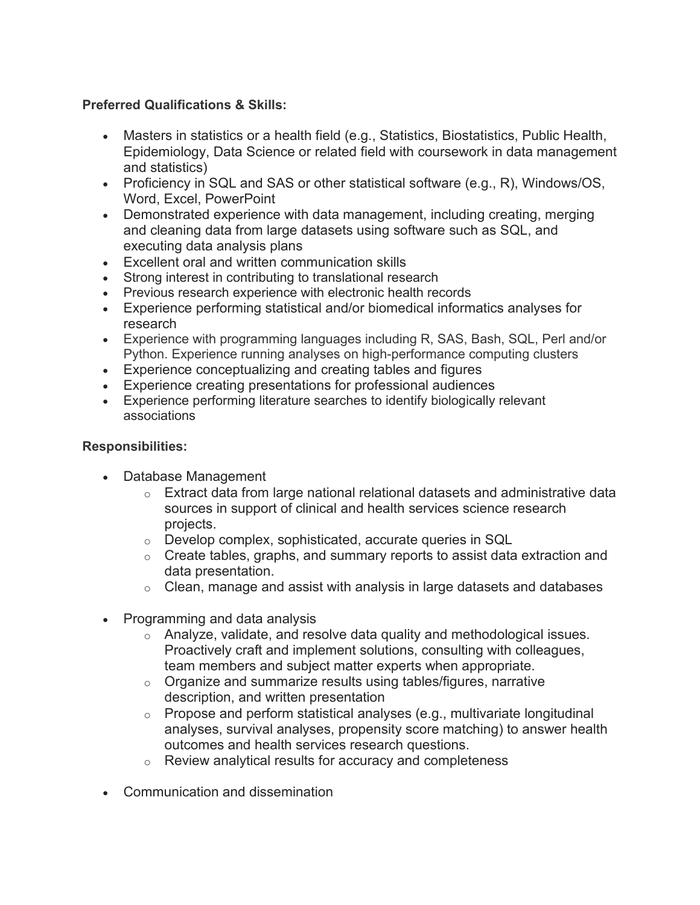**Preferred Qualifications & Skills:**

- Masters in statistics or a health field (e.g., Statistics, Biostatistics, Public Health, Epidemiology, Data Science or related field with coursework in data management and statistics)
- Proficiency in SQL and SAS or other statistical software (e.g., R), Windows/OS, Word, Excel, PowerPoint
- Demonstrated experience with data management, including creating, merging and cleaning data from large datasets using software such as SQL, and executing data analysis plans
- Excellent oral and written communication skills
- Strong interest in contributing to translational research
- Previous research experience with electronic health records
- Experience performing statistical and/or biomedical informatics analyses for research
- Experience with programming languages including R, SAS, Bash, SQL, Perl and/or Python. Experience running analyses on high-performance computing clusters
- Experience conceptualizing and creating tables and figures
- Experience creating presentations for professional audiences
- Experience performing literature searches to identify biologically relevant associations

**Responsibilities:**

- Database Management
    - Extract data from large national relational datasets and administrative data sources in support of clinical and health services science research projects.
    - Develop complex, sophisticated, accurate queries in SQL
    - Create tables, graphs, and summary reports to assist data extraction and data presentation.
    - Clean, manage and assist with analysis in large datasets and databases

- Programming and data analysis
    - Analyze, validate, and resolve data quality and methodological issues. Proactively craft and implement solutions, consulting with colleagues, team members and subject matter experts when appropriate.
    - Organize and summarize results using tables/figures, narrative description, and written presentation
    - Propose and perform statistical analyses (e.g., multivariate longitudinal analyses, survival analyses, propensity score matching) to answer health outcomes and health services research questions.
    - Review analytical results for accuracy and completeness

- Communication and dissemination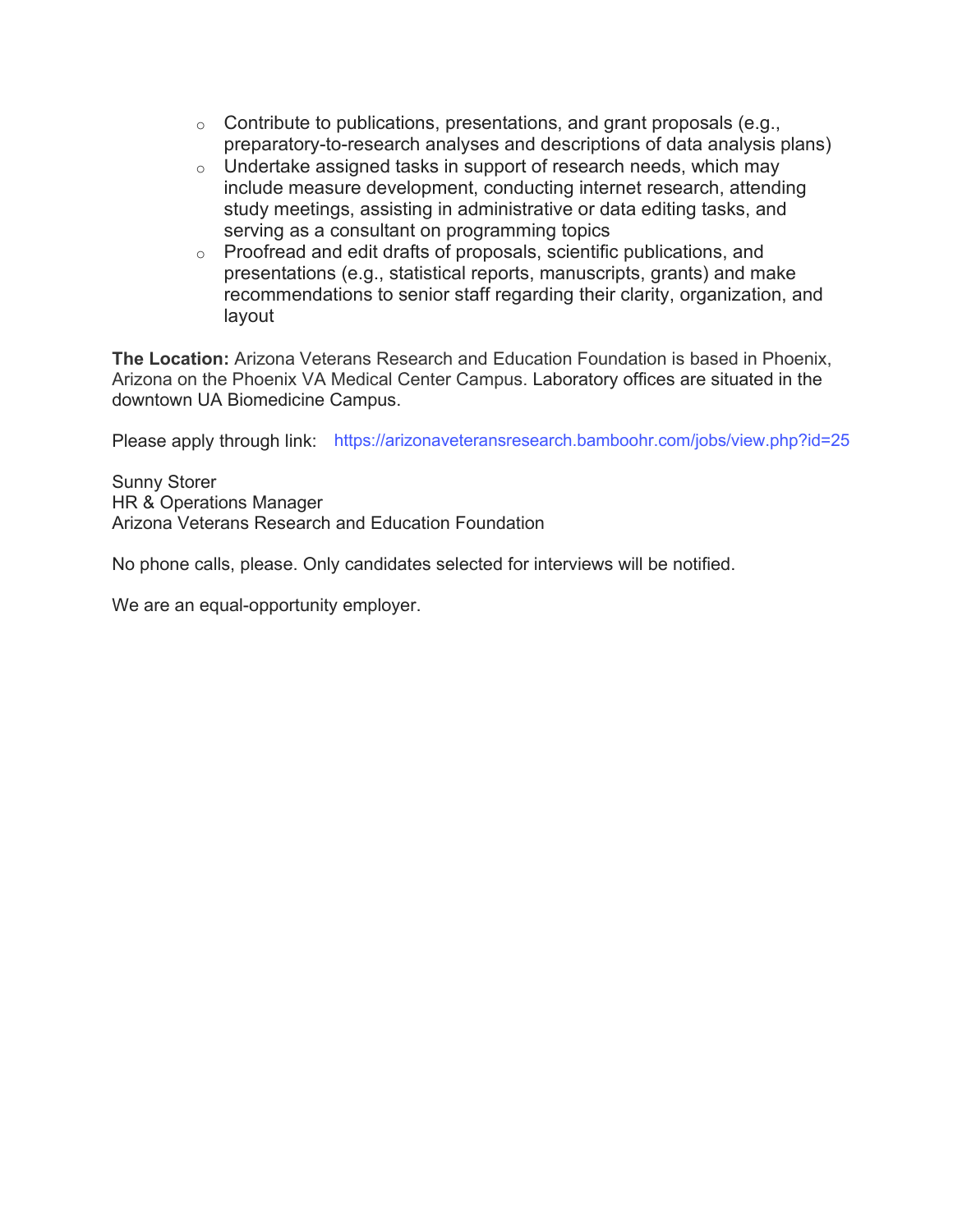- Contribute to publications, presentations, and grant proposals (e.g., preparatory-to-research analyses and descriptions of data analysis plans)
- Undertake assigned tasks in support of research needs, which may include measure development, conducting internet research, attending study meetings, assisting in administrative or data editing tasks, and serving as a consultant on programming topics
- Proofread and edit drafts of proposals, scientific publications, and presentations (e.g., statistical reports, manuscripts, grants) and make recommendations to senior staff regarding their clarity, organization, and layout

**The Location:** Arizona Veterans Research and Education Foundation is based in Phoenix, Arizona on the Phoenix VA Medical Center Campus. Laboratory offices are situated in the downtown UA Biomedicine Campus.

Please apply through link: https://arizonaveteransresearch.bamboohr.com/jobs/view.php?id=25

Sunny Storer
HR & Operations Manager
Arizona Veterans Research and Education Foundation

No phone calls, please. Only candidates selected for interviews will be notified.

We are an equal-opportunity employer.